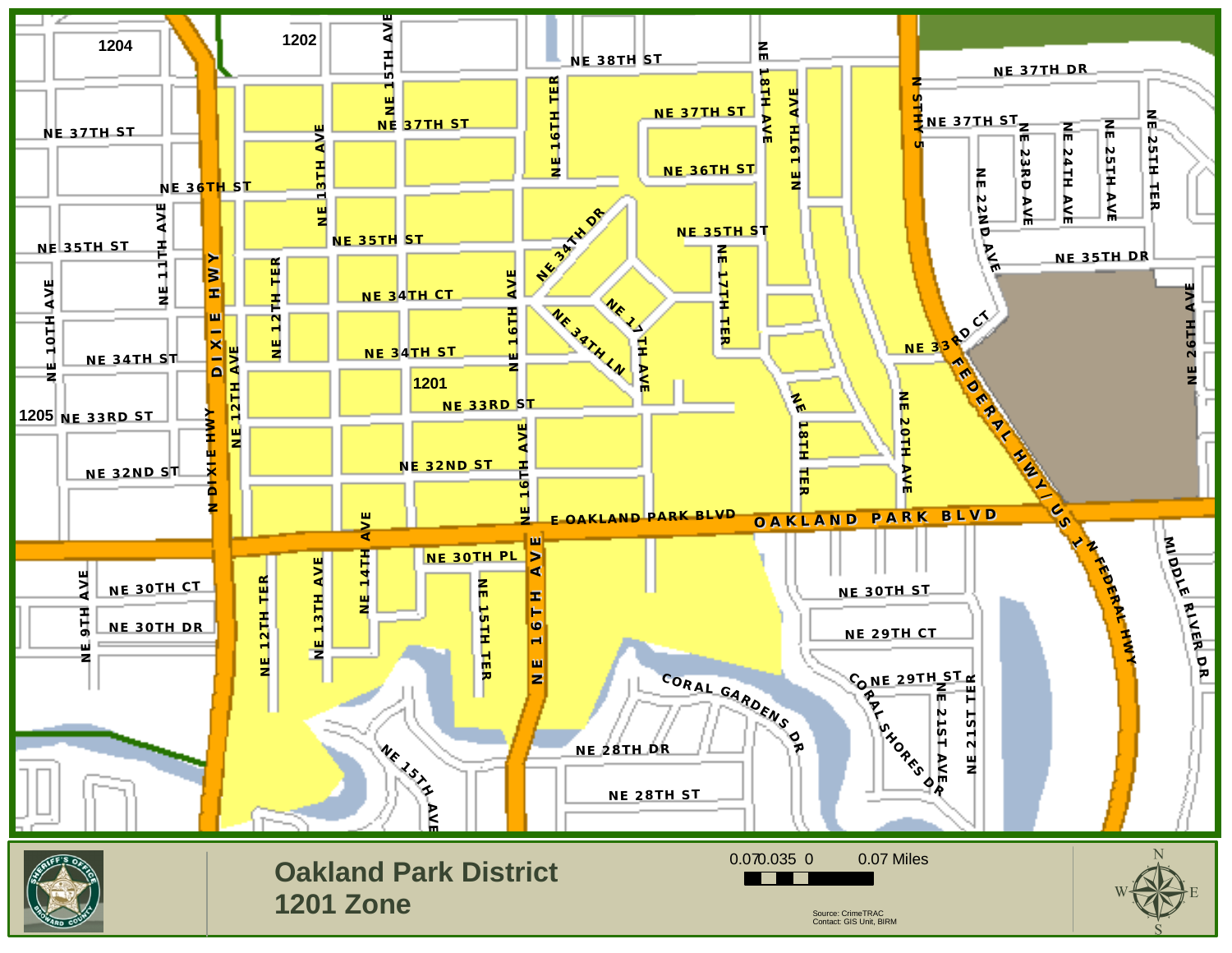# Oakland Park District

## 1201 Zone

0.07 0.035 0 0.07 Miles

Source: CrimeTRAC
Contact: GIS Unit, BIRM

1204, 1202, 1201, 1205

NE 38TH ST, NE 37TH DR, NE 37TH ST, NE 36TH ST, NE 35TH ST, NE 35TH DR, NE 34TH CT, NE 34TH ST, NE 34TH DR, NE 34TH LN, NE 33RD ST, NE 33RD CT, NE 32ND ST, E OAKLAND PARK BLVD, OAKLAND PARK BLVD, NE 30TH PL, NE 30TH CT, NE 30TH DR, NE 30TH ST, NE 29TH CT, NE 29TH ST, NE 28TH DR, NE 28TH ST, CORAL GARDENS DR, CORAL SHORES DR, DIXIE HWY, N DIXIE HWY, FEDERAL HWY / US 1, N FEDERAL HWY, N STHY 5, MIDDLE RIVER DR, NE 9TH AVE, NE 10TH AVE, NE 11TH AVE, NE 12TH AVE, NE 12TH TER, NE 13TH AVE, NE 14TH AVE, NE 15TH AVE, NE 15TH TER, NE 16TH AVE, NE 16TH TER, NE 17TH AVE, NE 17TH TER, NE 18TH AVE, NE 18TH TER, NE 19TH AVE, NE 20TH AVE, NE 21ST AVE, NE 21ST TER, NE 22ND AVE, NE 23RD AVE, NE 24TH AVE, NE 25TH AVE, NE 25TH TER, NE 26TH AVE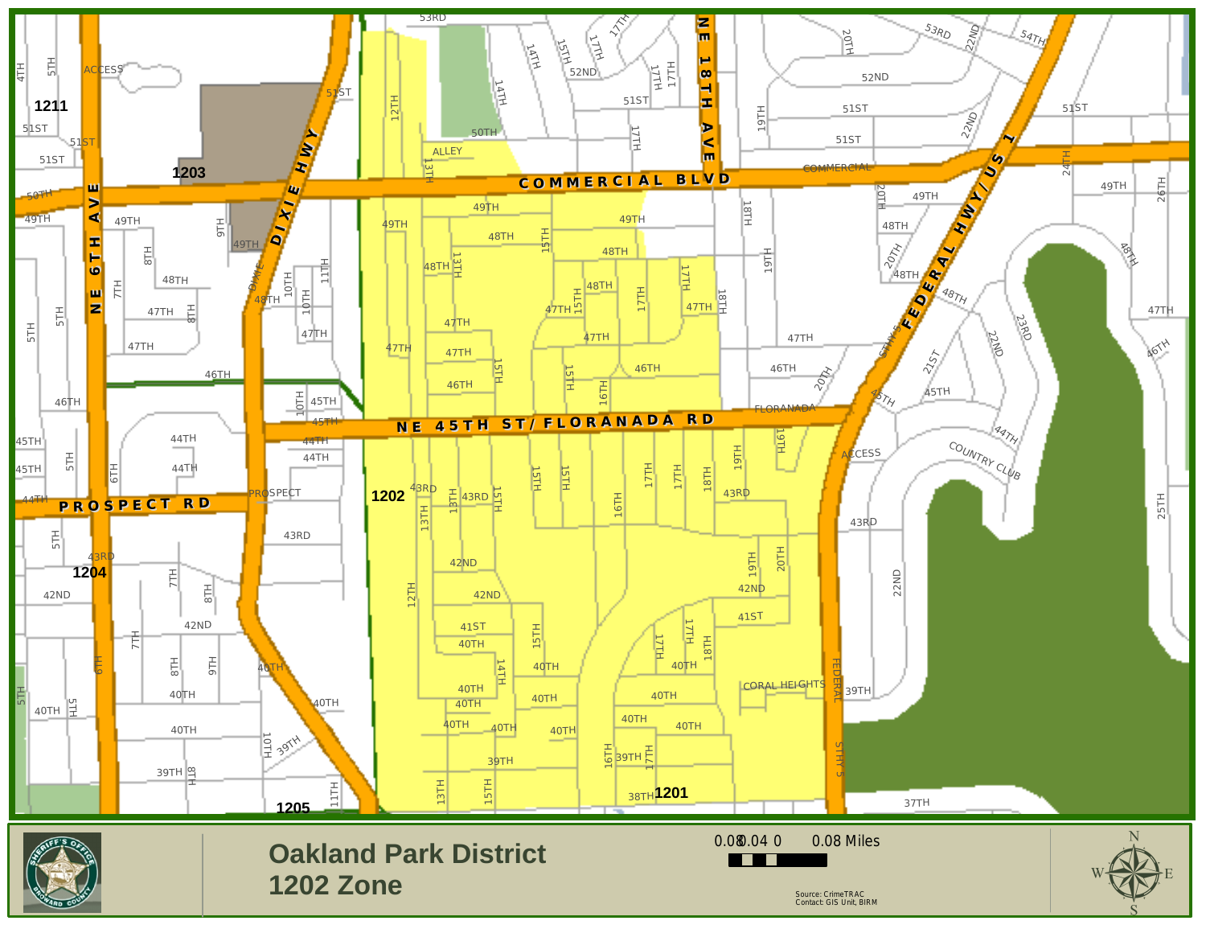# Oakland Park District
## 1202 Zone

0.08 0.04 0 0.08 Miles

Source: CrimeTRAC
Contact: GIS Unit, BIRM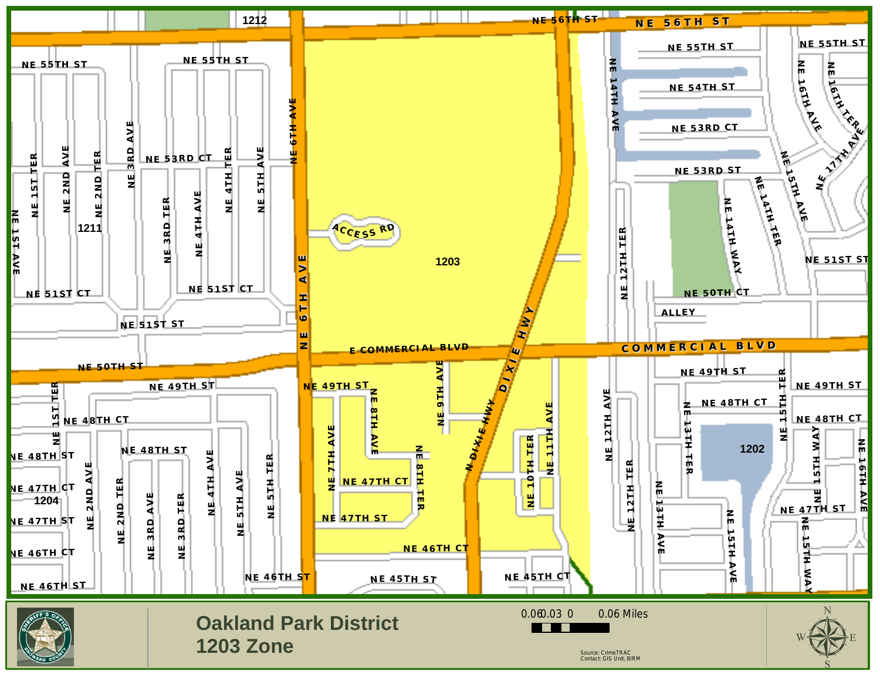# Oakland Park District

## 1203 Zone

0.06 0.03 0 0.06 Miles

Source: CrimeTRAC
Contact: GIS Unit, BIRM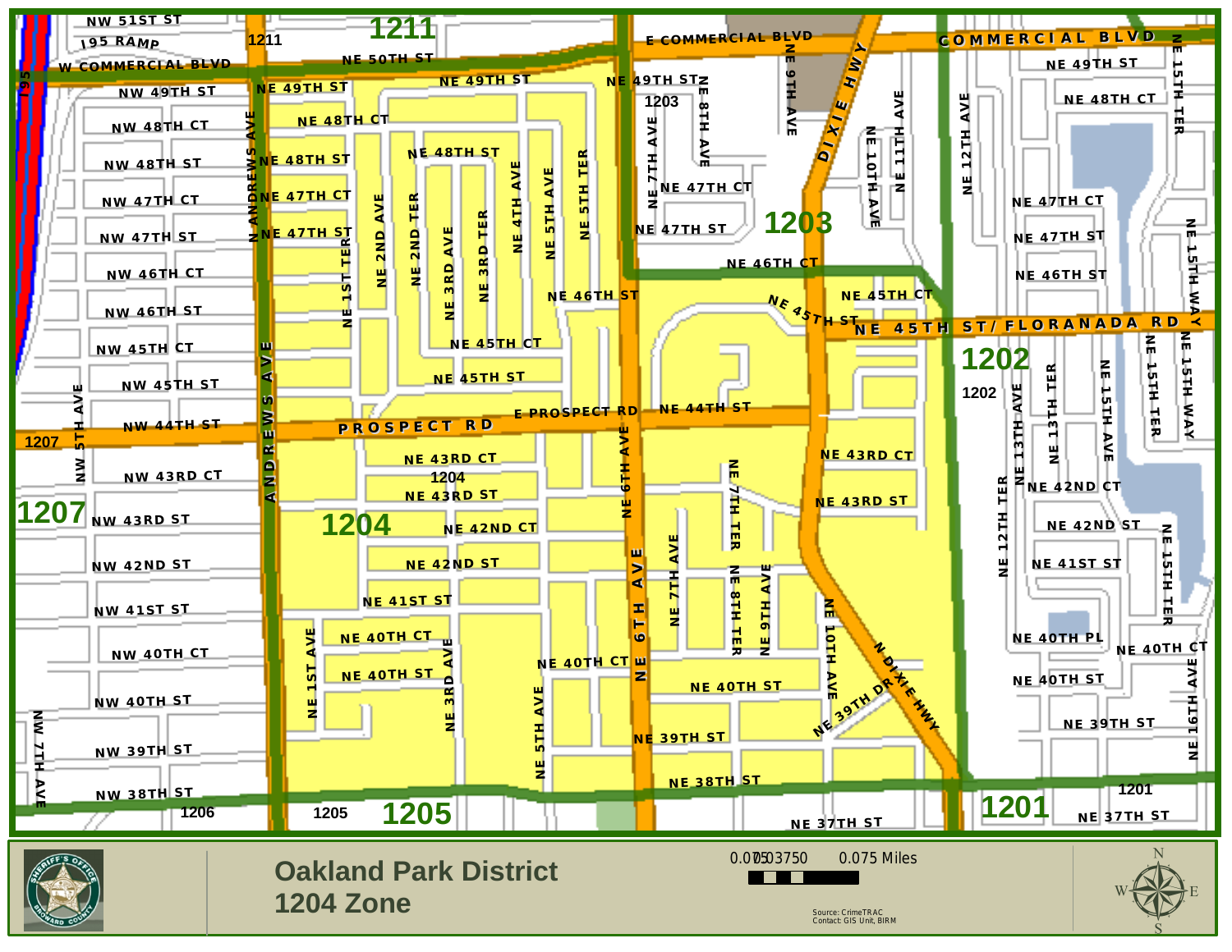# Oakland Park District
## 1204 Zone

0.075 0.0375 0 0.075 Miles

Source: CrimeTRAC
Contact: GIS Unit, BIRM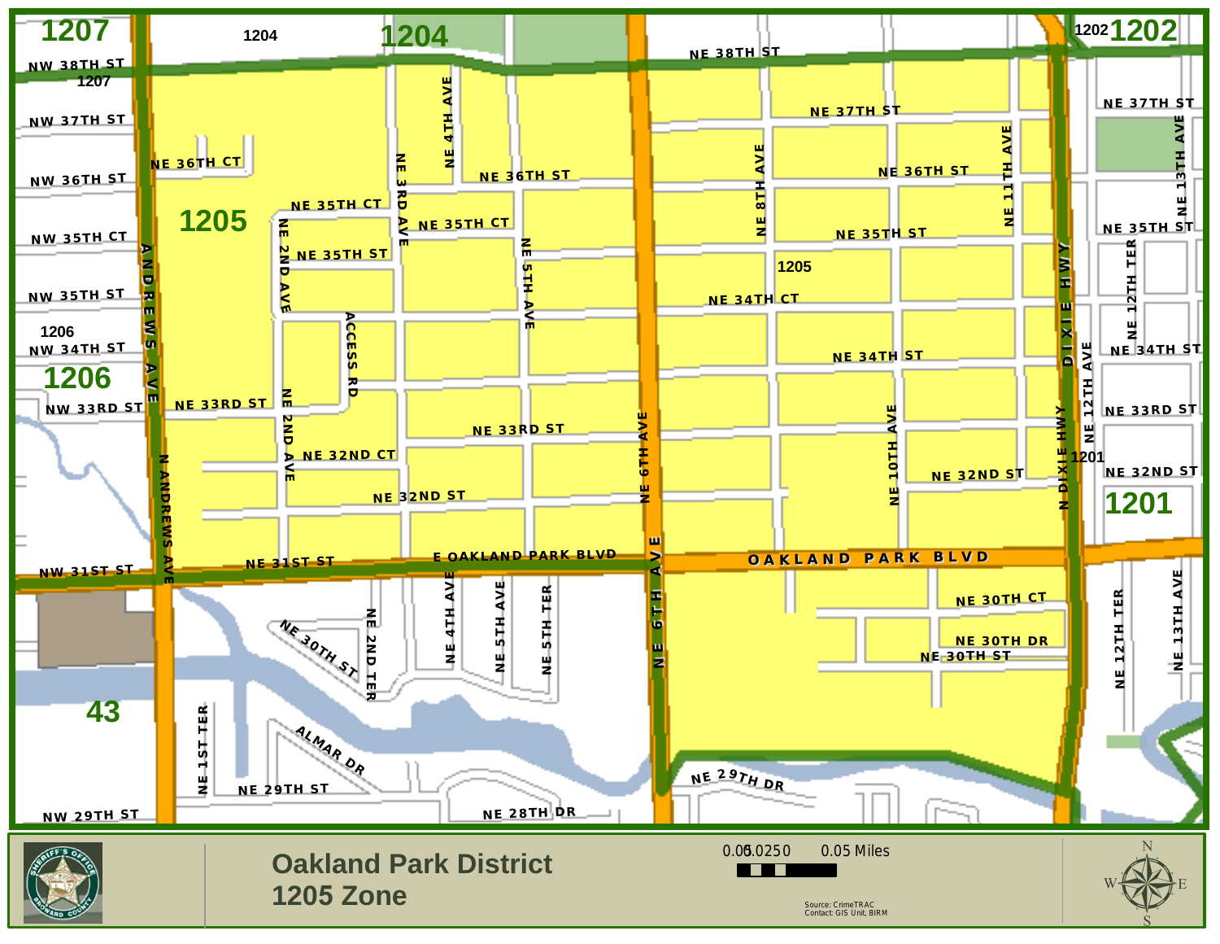# Oakland Park District

## 1205 Zone

0.0125 0.025 0 0.05 Miles

Source: CrimeTRAC
Contact: GIS Unit, BIRM

1207 | 1204 | 1202 | 1205 | 1206 | 1201 | 43

NW 38TH ST, NW 37TH ST, NW 36TH ST, NW 35TH CT, NW 35TH ST, NW 34TH ST, NW 33RD ST, NW 31ST ST, NW 29TH ST, NE 38TH ST, NE 37TH ST, NE 36TH CT, NE 36TH ST, NE 35TH CT, NE 35TH ST, NE 34TH CT, NE 34TH ST, NE 33RD ST, NE 32ND CT, NE 32ND ST, NE 31ST ST, E OAKLAND PARK BLVD, OAKLAND PARK BLVD, NE 30TH CT, NE 30TH DR, NE 30TH ST, NE 29TH DR, NE 29TH ST, NE 28TH DR, ALMAR DR, ANDREWS AVE, N ANDREWS AVE, NE 1ST TER, NE 2ND AVE, NE 2ND TER, ACCESS RD, NE 3RD AVE, NE 4TH AVE, NE 5TH AVE, NE 5TH TER, NE 6TH AVE, NE 8TH AVE, NE 10TH AVE, NE 11TH AVE, DIXIE HWY, N DIXIE HWY, NE 12TH AVE, NE 12TH TER, NE 13TH AVE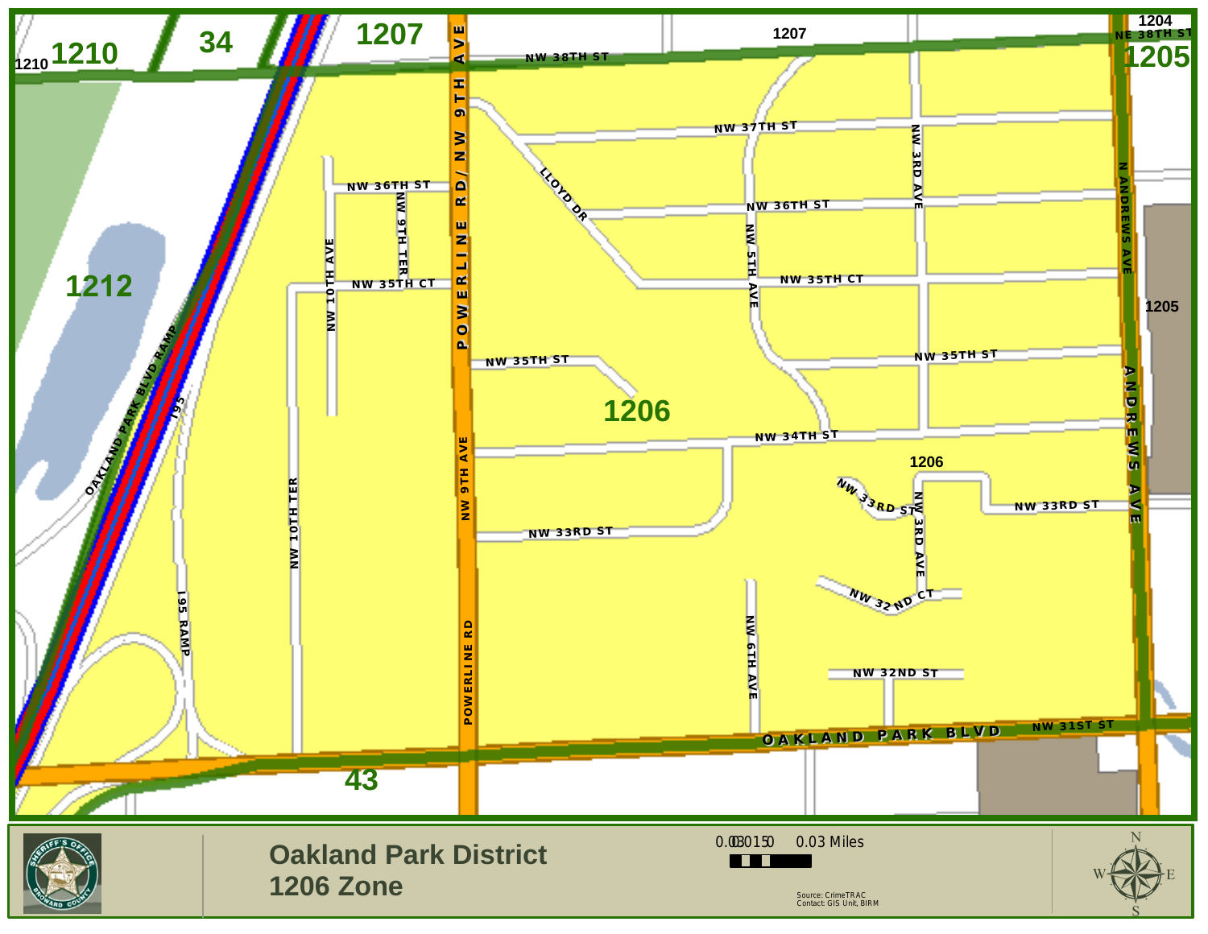# Oakland Park District

## 1206 Zone

1207

1210

1210

34

1207

1204

NE 38TH ST

1205

1212

1205

1206

1206

43

NW 38TH ST

NW 37TH ST

NW 36TH ST

NW 36TH ST

NW 35TH CT

NW 35TH CT

NW 35TH ST

NW 35TH ST

NW 34TH ST

NW 33RD ST

NW 33RD ST

NW 33RD ST

NW 32ND CT

NW 32ND ST

NW 31ST ST

OAKLAND PARK BLVD

OAKLAND PARK BLVD RAMP

I95

I95 RAMP

NW 10TH TER

NW 10TH AVE

NW 9TH TER

POWERLINE RD/ NW 9TH AVE

NW 9TH AVE

POWERLINE RD

LLOYD DR

NW 5TH AVE

NW 6TH AVE

NW 3RD AVE

NW 3RD AVE

N ANDREWS AVE

ANDREWS AVE

0.03 0.015 0 0.03 Miles

Source: CrimeTRAC
Contact: GIS Unit, BIRM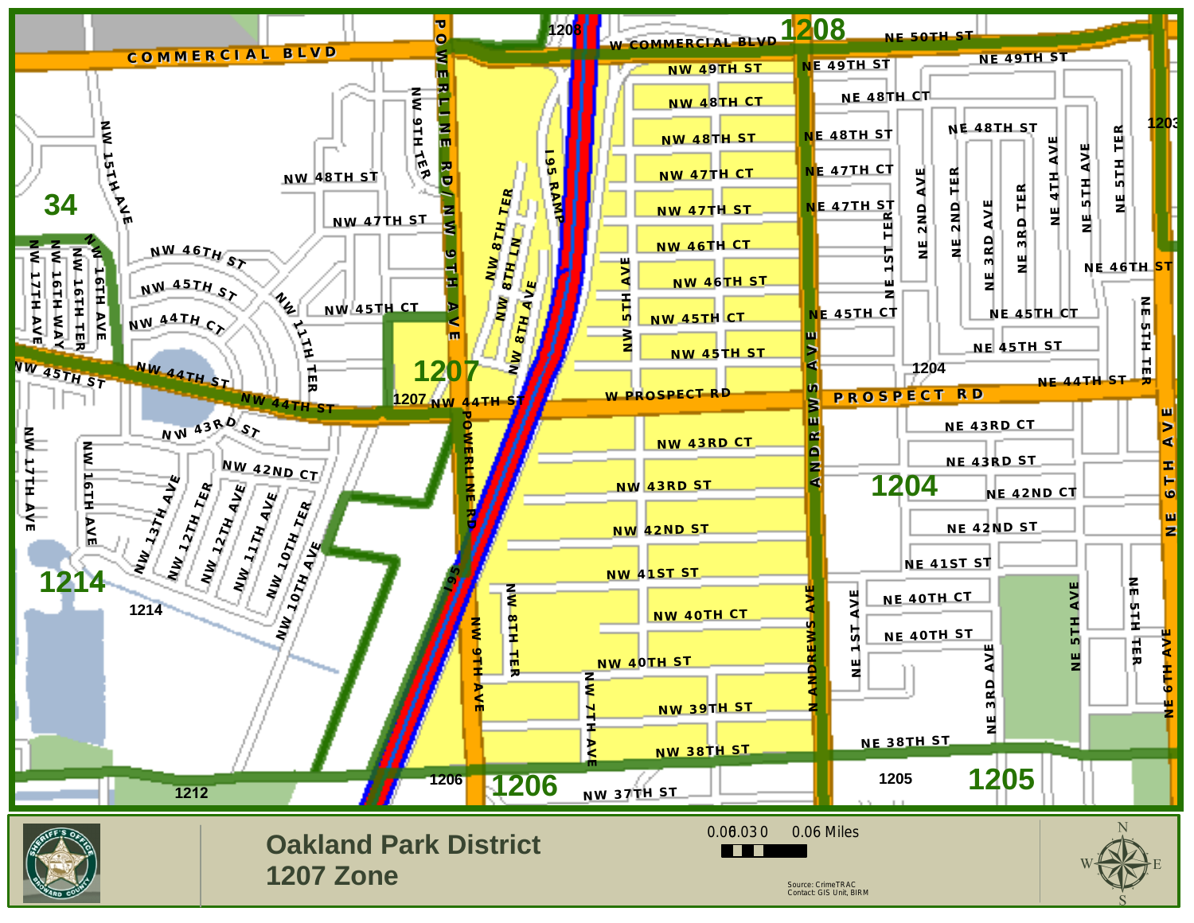# Oakland Park District
# 1207 Zone

0.06 0.03 0 0.06 Miles

Source: CrimeTRAC
Contact: GIS Unit, BIRM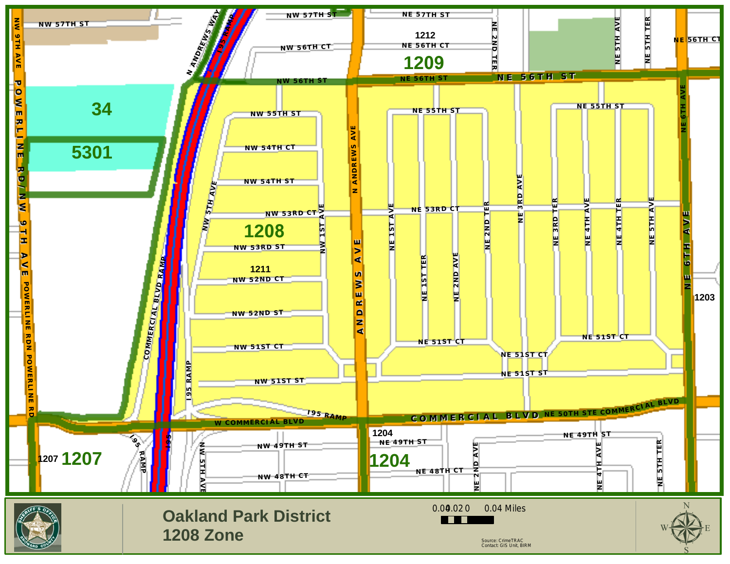# Oakland Park District

## 1208 Zone

0.04 0.02 0 0.04 Miles

Source: CrimeTRAC
Contact: GIS Unit, BIRM

NW 57TH ST
NE 57TH ST
1212
NW 56TH CT
NE 56TH CT
1209
NE 56TH CT
NW 56TH ST
NE 56TH ST
NE 56TH ST
34
5301
NW 55TH ST
NE 55TH ST
NE 55TH ST
NW 54TH CT
NW 54TH ST
NW 53RD CT
NE 53RD CT
1208
NW 53RD ST
1211
NW 52ND CT
NW 52ND ST
NW 51ST CT
NE 51ST CT
NE 51ST CT
NE 51ST CT
NW 51ST ST
NE 51ST ST
1203
195 RAMP
W COMMERCIAL BLVD
COMMERCIAL BLVD
NE 50TH STE COMMERCIAL BLVD
1204
NE 49TH ST
NE 49TH ST
NW 49TH ST
1207 1207
1204
NE 48TH CT
NW 48TH CT
NW 9TH AVE
POWERLINE RD/NW 9TH AVE
POWERLINE RDN POWERLINE RD
N ANDREWS WAY
I95 RAMP
NW 5TH AVE
NW 1ST AVE
N ANDREWS AVE
ANDREWS AVE
NE 1ST AVE
NE 1ST TER
NE 2ND AVE
NE 2ND TER
NE 3RD AVE
NE 3RD TER
NE 4TH AVE
NE 4TH TER
NE 5TH AVE
NE 5TH TER
NE 6TH AVE
COMMERCIAL BLVD RAMP
195 RAMP
I95
NW 5TH AVE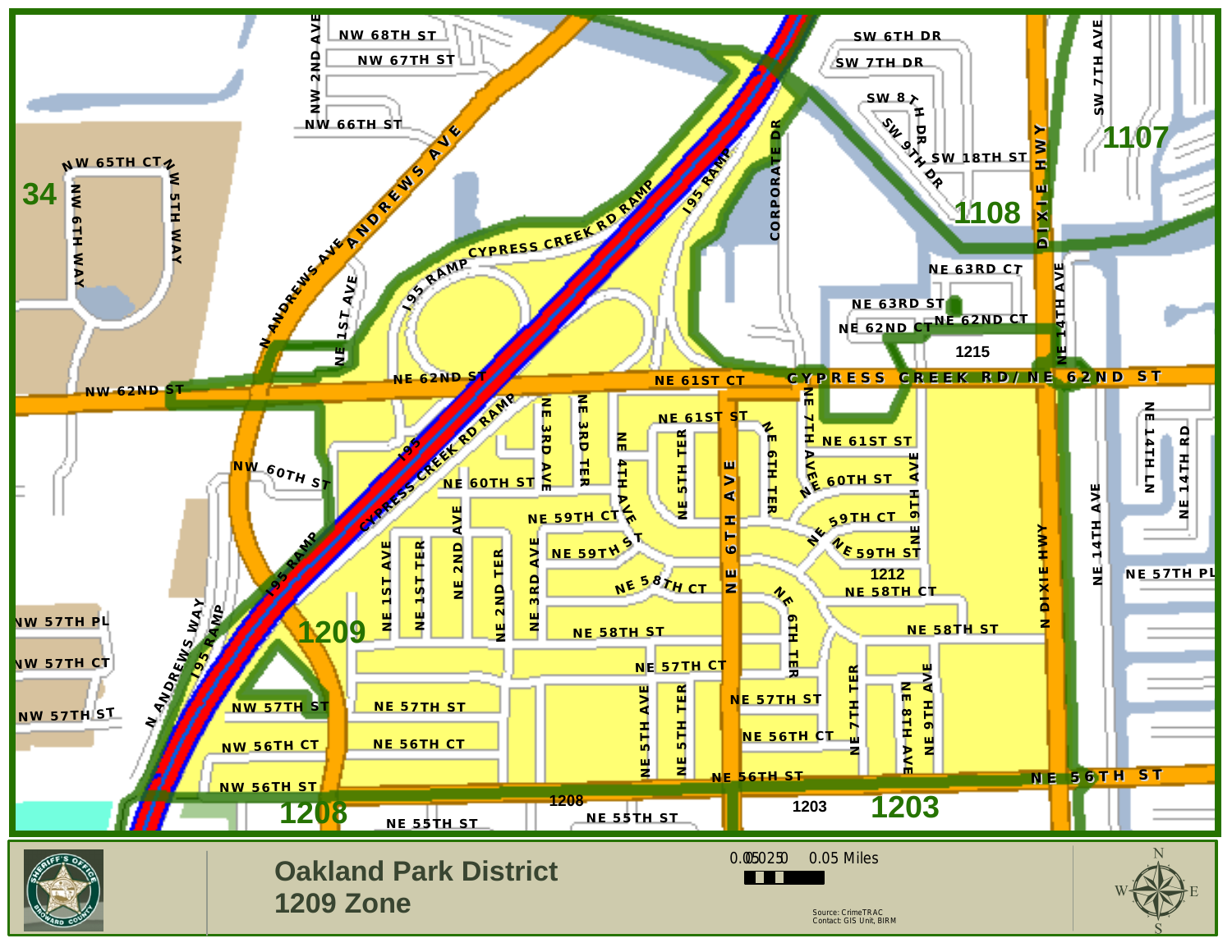# Oakland Park District
## 1209 Zone

0.05 0.025 0 0.05 Miles

Source: CrimeTRAC
Contact: GIS Unit, BIRM

1209

34 · 1107 · 1108 · 1215 · 1212 · 1208 · 1203

NW 68TH ST · NW 67TH ST · NW 66TH ST · NW 65TH CT · NW 62ND ST · NW 60TH ST · NW 57TH PL · NW 57TH CT · NW 57TH ST · NW 56TH CT · NW 56TH ST · NE 62ND ST · NE 61ST CT · NE 61ST ST · NE 60TH ST · NE 59TH CT · NE 59TH ST · NE 58TH CT · NE 58TH ST · NE 57TH CT · NE 57TH ST · NE 57TH PL · NE 56TH CT · NE 56TH ST · NE 55TH ST · NE 63RD CT · NE 63RD ST · NE 62ND CT · CYPRESS CREEK RD/ NE 62ND ST · SW 6TH DR · SW 7TH DR · SW 8TH DR · SW 9TH DR · SW 18TH ST

NW 2ND AVE · NW 6TH WAY · NW 5TH WAY · N ANDREWS AVE · N ANDREWS WAY · NE 1ST AVE · NE 1ST TER · NE 2ND AVE · NE 2ND TER · NE 3RD AVE · NE 3RD TER · NE 4TH AVE · NE 5TH TER · NE 5TH AVE · NE 6TH AVE · NE 6TH TER · NE 7TH AVE · NE 7TH TER · NE 8TH AVE · NE 9TH AVE · NE 14TH AVE · NE 14TH LN · NE 14TH RD · N DIXIE HWY · DIXIE HWY · SW 7TH AVE · CORPORATE DR

195 · 195 RAMP · CYPRESS CREEK RD RAMP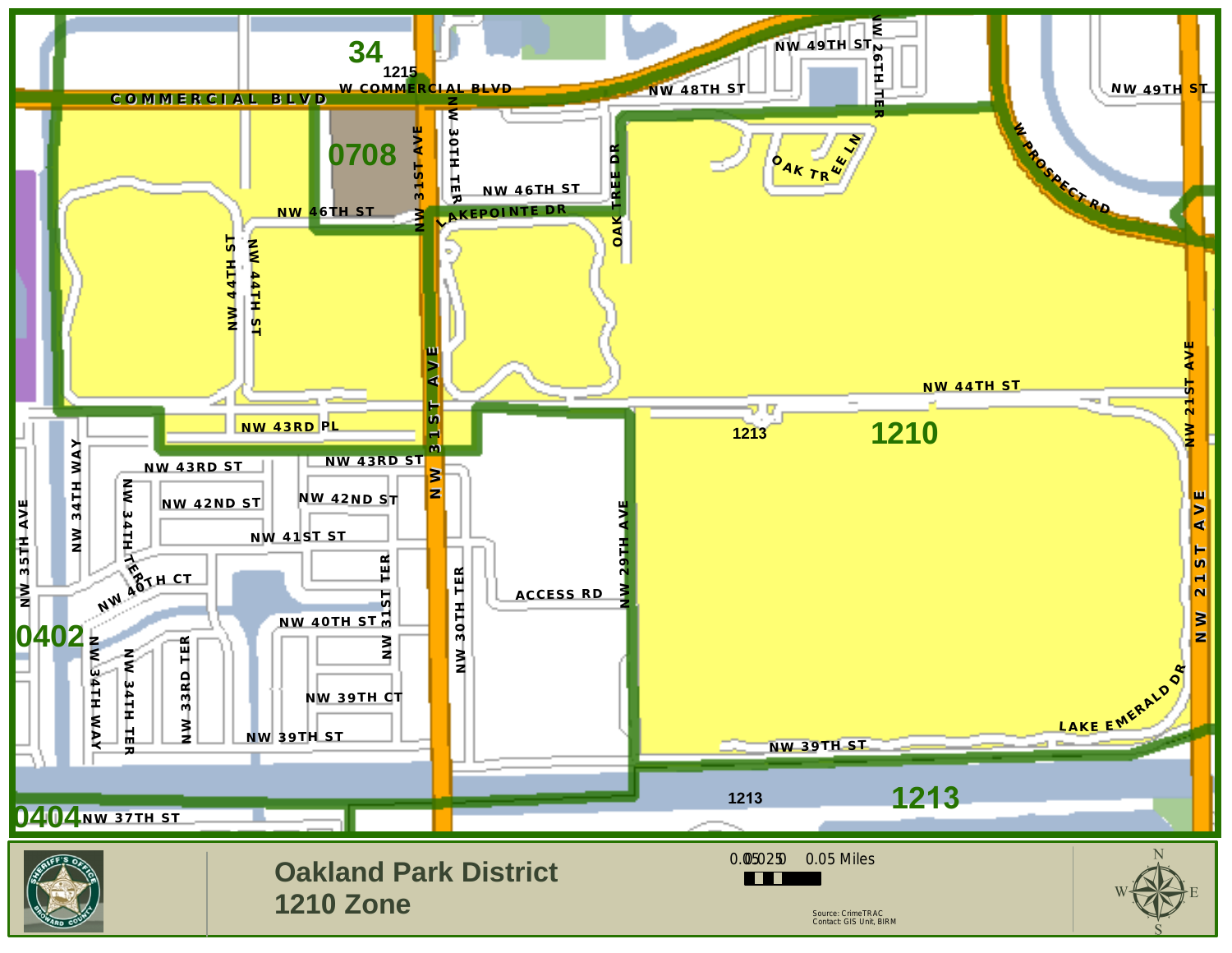# Oakland Park District
## 1210 Zone

0.05 0.025 0 0.05 Miles

Source: CrimeTRAC
Contact: GIS Unit, BIRM

34

1215

0708

1210

1213

0402

0404

COMMERCIAL BLVD
W COMMERCIAL BLVD
NW 49TH ST
NW 48TH ST
NW 26TH TER
NW 46TH ST
NW 31ST AVE
NW 30TH TER
LAKEPOINTE DR
OAK TREE DR
OAK TREE LN
W PROSPECT RD
NW 44TH ST
NW 43RD PL
NW 43RD ST
NW 42ND ST
NW 41ST ST
NW 40TH CT
NW 40TH ST
NW 39TH CT
NW 39TH ST
NW 37TH ST
NW 35TH AVE
NW 34TH WAY
NW 34TH TER
NW 33RD TER
NW 31ST TER
NW 30TH TER
NW 29TH AVE
ACCESS RD
NW 21ST AVE
LAKE EMERALD DR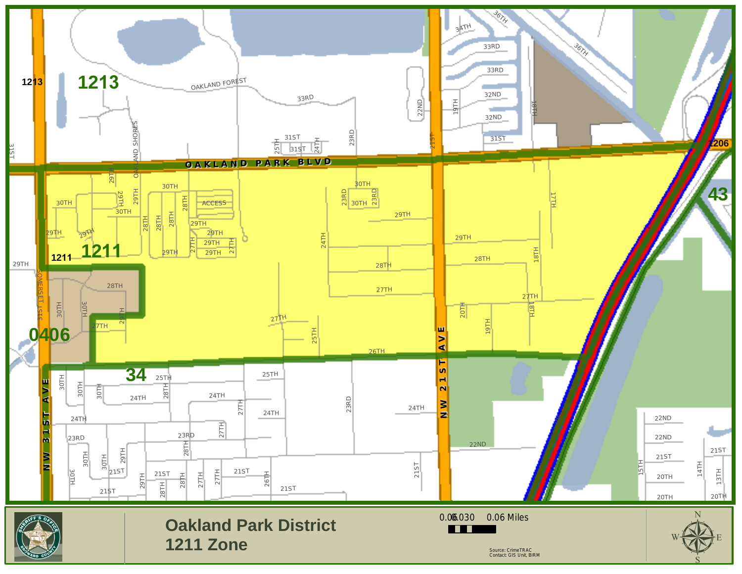# Oakland Park District

## 1211 Zone

Source: CrimeTRAC
Contact: GIS Unit, BIRM

0.06 0.03 0 0.06 Miles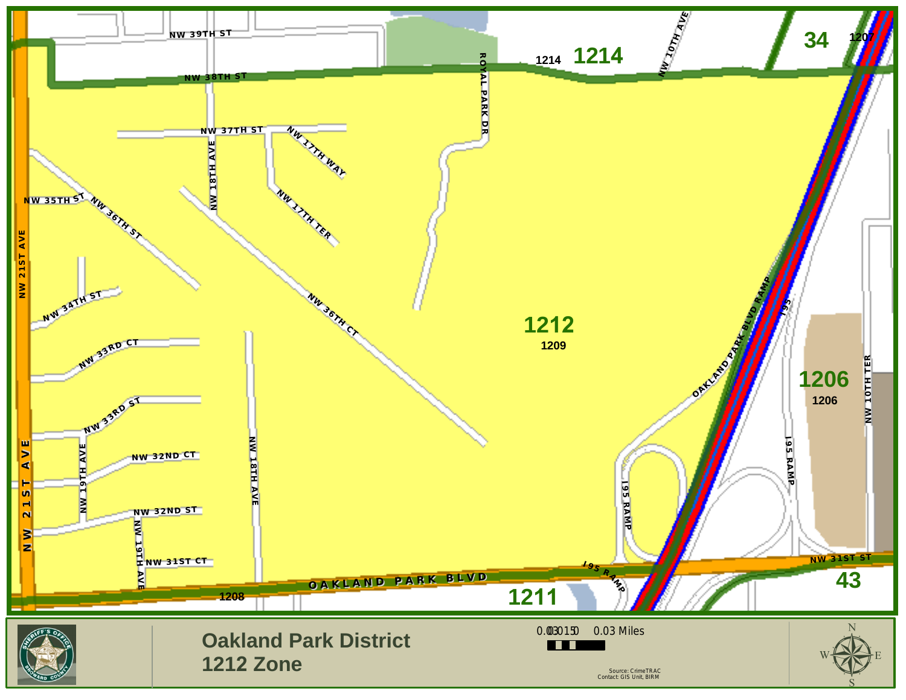# Oakland Park District
## 1212 Zone

NW 39TH ST

NW 38TH ST

ROYAL PARK DR

1214 **1214**

NW 10TH AVE

**34** 1207

NW 37TH ST

NW 17TH WAY

NW 18TH AVE

NW 35TH ST

NW 36TH ST

NW 17TH TER

NW 21ST AVE

NW 34TH ST

NW 36TH CT

**1212**
1209

OAKLAND PARK BLVD RAMP

I95

NW 33RD CT

**1206**
1206

NW 10TH TER

NW 33RD ST

NW 19TH AVE

NW 32ND CT

NW 18TH AVE

I95 RAMP

I95 RAMP

NW 32ND ST

NW 19TH AVE

NW 31ST CT

I95 RAMP

NW 31ST ST

OAKLAND PARK BLVD

1208

**1211**

**43**

0.03 0.015 0 0.03 Miles

Source: CrimeTRAC
Contact: GIS Unit, BIRM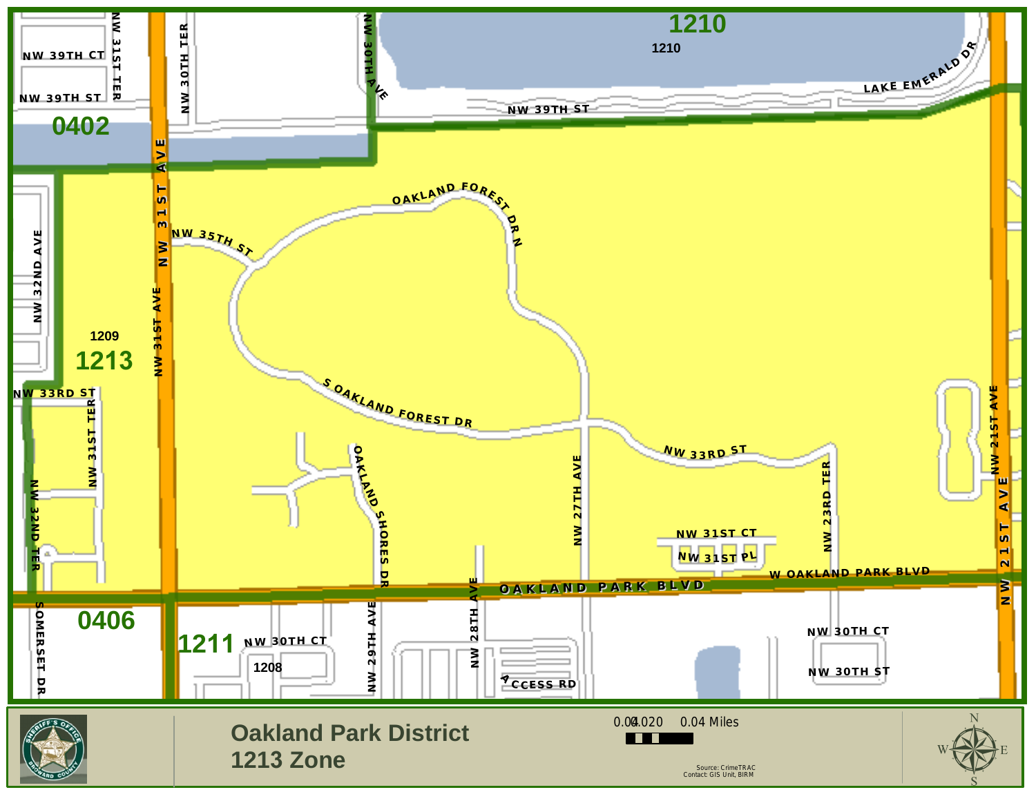# Oakland Park District
## 1213 Zone

0.01 0.020 0.04 Miles

Source: CrimeTRAC
Contact: GIS Unit, BIRM

1210

1210

0402

1209

1213

0406

1211

1208

NW 39TH CT

NW 39TH ST

NW 31ST TER

NW 30TH TER

NW 30TH AVE

NW 39TH ST

LAKE EMERALD DR

NW 31ST AVE

NW 35TH ST

OAKLAND FOREST DR N

NW 32ND AVE

S OAKLAND FOREST DR

NW 33RD ST

NW 31ST TER

NW 33RD ST

NW 27TH AVE

NW 23RD TER

NW 21ST AVE

OAKLAND SHORES DR

NW 31ST CT

NW 31ST PL

NW 32ND TER

W OAKLAND PARK BLVD

OAKLAND PARK BLVD

NW 28TH AVE

SOMERSET DR

NW 30TH CT

NW 29TH AVE

NW 30TH CT

NW 30TH ST

ACCESS RD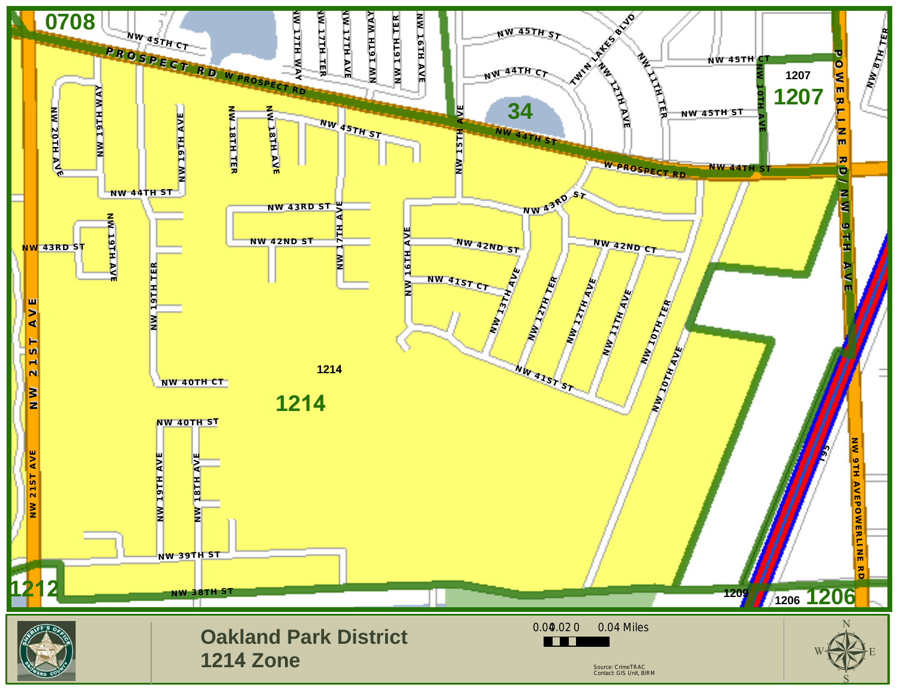# Oakland Park District

## 1214 Zone

0.04 0.02 0 0.04 Miles

Source: CrimeTRAC
Contact: GIS Unit, BIRM

0708
34
1207
1212
1214
1209
1206

NW 45TH CT
PROSPECT RD
W PROSPECT RD
NW 17TH WAY
NW 17TH TER
NW 17TH AVE
NW 16TH WAY
NW 16TH TER
NW 16TH AVE
NW 45TH ST
NW 44TH CT
TWIN LAKES BLVD
NW 12TH AVE
NW 11TH TER
NW 45TH CT
NW 10TH AVE
NW 45TH ST
POWERLINE RD / NW 9TH AVE
NW 8TH TER
NW 20TH AVE
NW 19TH WAY
NW 19TH AVE
NW 18TH TER
NW 18TH AVE
NW 45TH ST
NW 15TH AVE
NW 44TH ST
W PROSPECT RD
NW 44TH ST
NW 44TH ST
NW 43RD ST
NW 43RD ST
NW 43RD ST
NW 19TH AVE
NW 42ND ST
NW 17TH AVE
NW 16TH AVE
NW 42ND ST
NW 42ND CT
NW 41ST CT
NW 13TH AVE
NW 12TH TER
NW 12TH AVE
NW 11TH AVE
NW 10TH TER
NW 10TH AVE
NW 19TH TER
NW 21ST AVE
NW 41ST ST
NW 40TH CT
NW 40TH ST
NW 19TH AVE
NW 18TH AVE
I95
NW 9TH AVEPOWERLINE RD
NW 21ST AVE
NW 39TH ST
NW 38TH ST